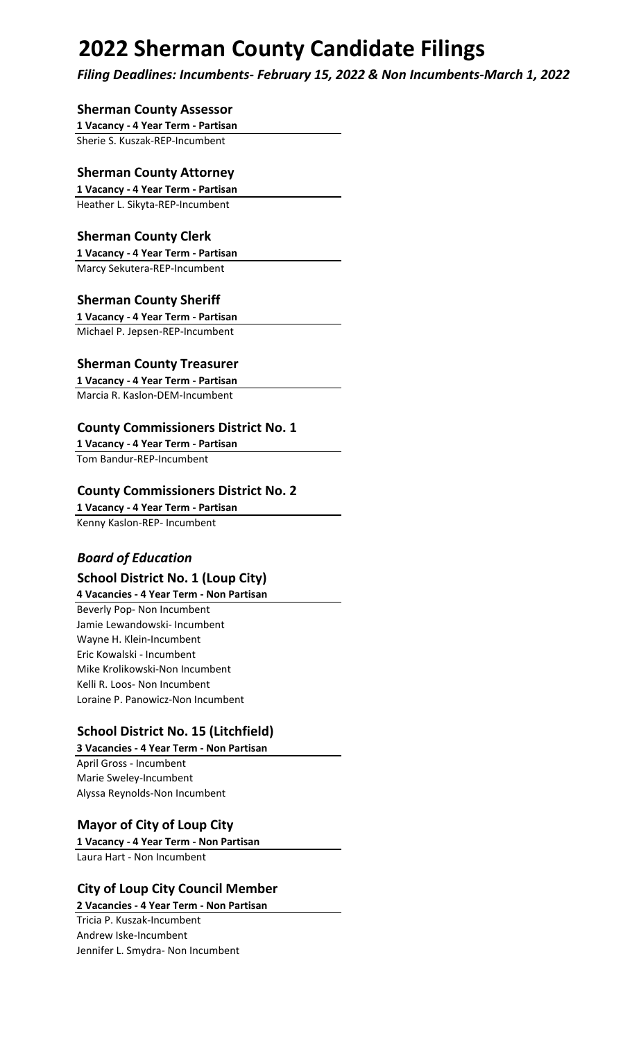# 2022 Sherman County Candidate Filings

***Filing Deadlines: Incumbents- February 15, 2022 & Non Incumbents-March 1, 2022***

### Sherman County Assessor

**1 Vacancy - 4 Year Term - Partisan**

Sherie S. Kuszak-REP-Incumbent

### Sherman County Attorney

**1 Vacancy - 4 Year Term - Partisan**

Heather L. Sikyta-REP-Incumbent

### Sherman County Clerk

**1 Vacancy - 4 Year Term - Partisan**

Marcy Sekutera-REP-Incumbent

### Sherman County Sheriff

**1 Vacancy - 4 Year Term - Partisan**

Michael P. Jepsen-REP-Incumbent

### Sherman County Treasurer

**1 Vacancy - 4 Year Term - Partisan**

Marcia R. Kaslon-DEM-Incumbent

### County Commissioners District No. 1

**1 Vacancy - 4 Year Term - Partisan**

Tom Bandur-REP-Incumbent

### County Commissioners District No. 2

**1 Vacancy - 4 Year Term - Partisan**

Kenny Kaslon-REP- Incumbent

## *Board of Education*

### School District No. 1 (Loup City)

**4 Vacancies - 4 Year Term - Non Partisan**

Beverly Pop- Non Incumbent
Jamie Lewandowski- Incumbent
Wayne H. Klein-Incumbent
Eric Kowalski - Incumbent
Mike Krolikowski-Non Incumbent
Kelli R. Loos- Non Incumbent
Loraine P. Panowicz-Non Incumbent

### School District No. 15 (Litchfield)

**3 Vacancies - 4 Year Term - Non Partisan**

April Gross - Incumbent
Marie Sweley-Incumbent
Alyssa Reynolds-Non Incumbent

### Mayor of City of Loup City

**1 Vacancy - 4 Year Term - Non Partisan**

Laura Hart - Non Incumbent

### City of Loup City Council Member

**2 Vacancies - 4 Year Term - Non Partisan**

Tricia P. Kuszak-Incumbent
Andrew Iske-Incumbent
Jennifer L. Smydra- Non Incumbent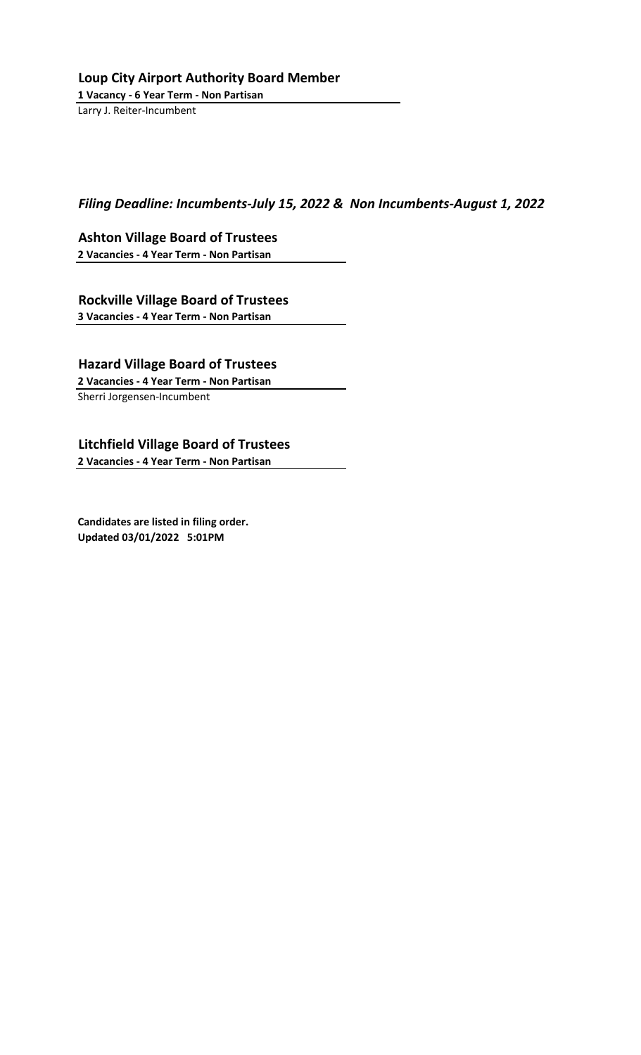### Loup City Airport Authority Board Member

**1 Vacancy - 6 Year Term - Non Partisan**

Larry J. Reiter-Incumbent

***Filing Deadline: Incumbents-July 15, 2022 & Non Incumbents-August 1, 2022***

### Ashton Village Board of Trustees

**2 Vacancies - 4 Year Term - Non Partisan**

### Rockville Village Board of Trustees

**3 Vacancies - 4 Year Term - Non Partisan**

### Hazard Village Board of Trustees

**2 Vacancies - 4 Year Term - Non Partisan**

Sherri Jorgensen-Incumbent

### Litchfield Village Board of Trustees

**2 Vacancies - 4 Year Term - Non Partisan**

**Candidates are listed in filing order.**
**Updated 03/01/2022 5:01PM**